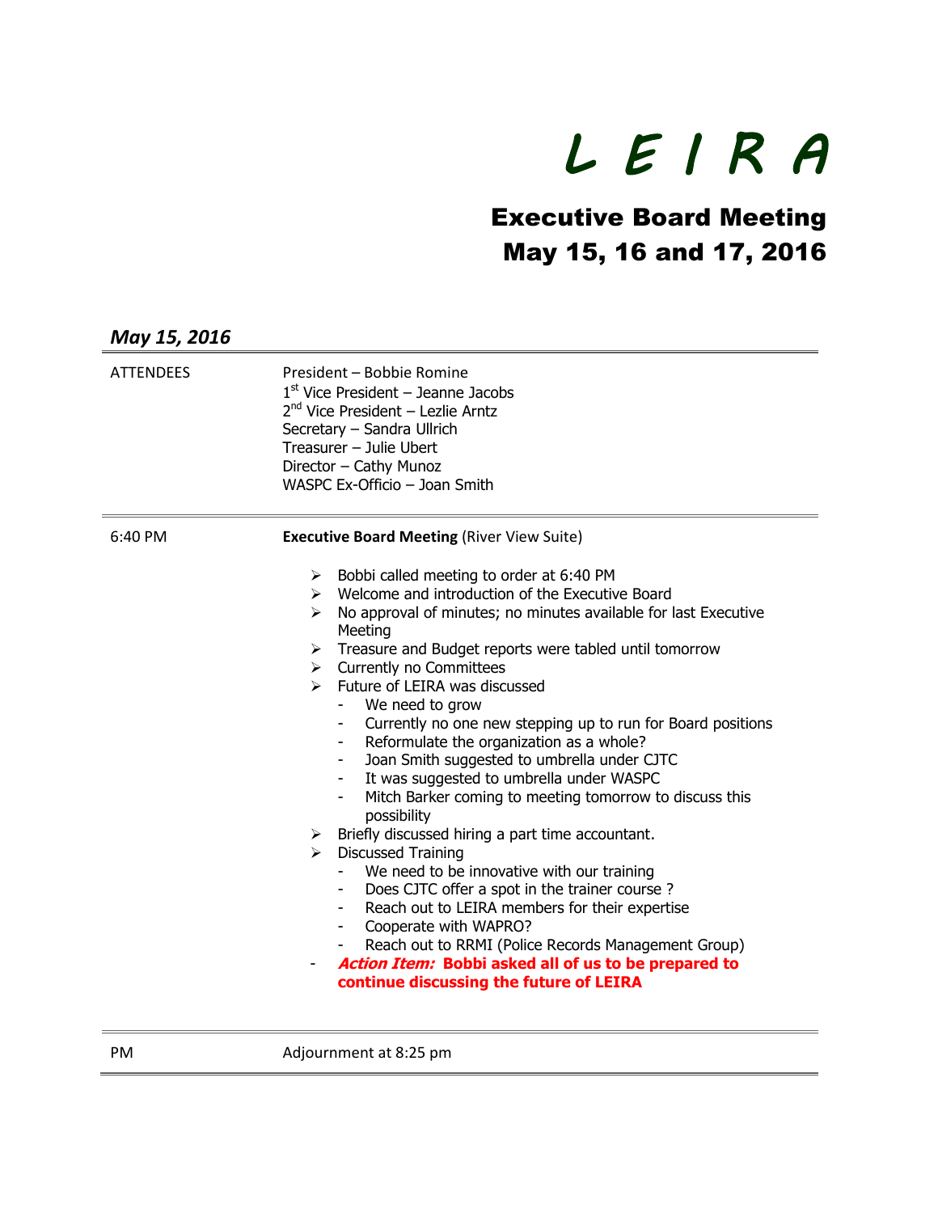# L E I R A

## Executive Board Meeting
## May 15, 16 and 17, 2016

### *May 15, 2016*

| | |
|---|---|
| ATTENDEES | President – Bobbie Romine<br>1st Vice President – Jeanne Jacobs<br>2nd Vice President – Lezlie Arntz<br>Secretary – Sandra Ullrich<br>Treasurer – Julie Ubert<br>Director – Cathy Munoz<br>WASPC Ex-Officio – Joan Smith |

6:40 PM — **Executive Board Meeting** (River View Suite)

- Bobbi called meeting to order at 6:40 PM
- Welcome and introduction of the Executive Board
- No approval of minutes; no minutes available for last Executive Meeting
- Treasure and Budget reports were tabled until tomorrow
- Currently no Committees
- Future of LEIRA was discussed
  - We need to grow
  - Currently no one new stepping up to run for Board positions
  - Reformulate the organization as a whole?
  - Joan Smith suggested to umbrella under CJTC
  - It was suggested to umbrella under WASPC
  - Mitch Barker coming to meeting tomorrow to discuss this possibility
- Briefly discussed hiring a part time accountant.
- Discussed Training
  - We need to be innovative with our training
  - Does CJTC offer a spot in the trainer course ?
  - Reach out to LEIRA members for their expertise
  - Cooperate with WAPRO?
  - Reach out to RRMI (Police Records Management Group)
- ***Action Item:*** **Bobbi asked all of us to be prepared to continue discussing the future of LEIRA**

PM — Adjournment at 8:25 pm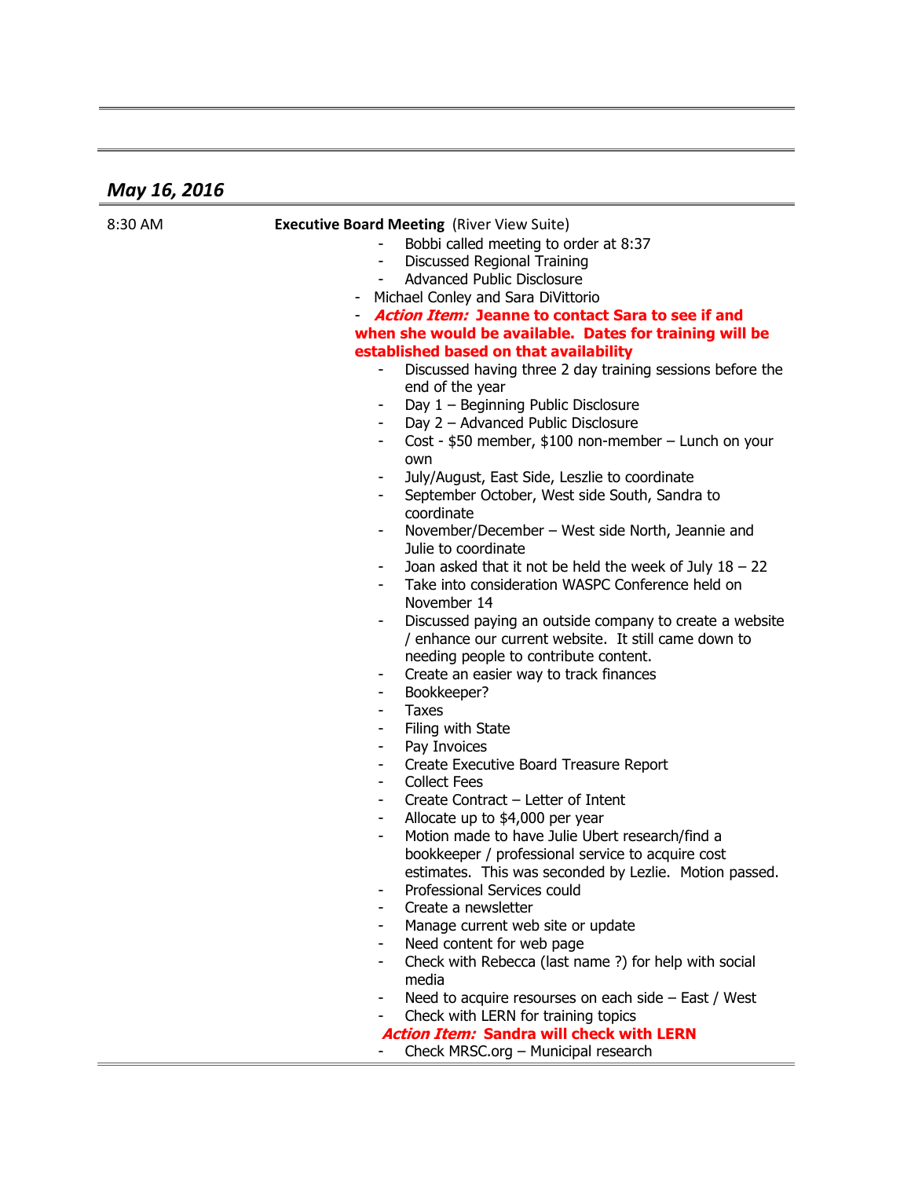## *May 16, 2016*

8:30 AM

**Executive Board Meeting** (River View Suite)

- Bobbi called meeting to order at 8:37
- Discussed Regional Training
- Advanced Public Disclosure
- Michael Conley and Sara DiVittorio
- ***Action Item:* Jeanne to contact Sara to see if and when she would be available. Dates for training will be established based on that availability**
- Discussed having three 2 day training sessions before the end of the year
- Day 1 – Beginning Public Disclosure
- Day 2 – Advanced Public Disclosure
- Cost - $50 member, $100 non-member – Lunch on your own
- July/August, East Side, Leszlie to coordinate
- September October, West side South, Sandra to coordinate
- November/December – West side North, Jeannie and Julie to coordinate
- Joan asked that it not be held the week of July 18 – 22
- Take into consideration WASPC Conference held on November 14
- Discussed paying an outside company to create a website / enhance our current website. It still came down to needing people to contribute content.
- Create an easier way to track finances
- Bookkeeper?
- Taxes
- Filing with State
- Pay Invoices
- Create Executive Board Treasure Report
- Collect Fees
- Create Contract – Letter of Intent
- Allocate up to $4,000 per year
- Motion made to have Julie Ubert research/find a bookkeeper / professional service to acquire cost estimates. This was seconded by Lezlie. Motion passed.
- Professional Services could
- Create a newsletter
- Manage current web site or update
- Need content for web page
- Check with Rebecca (last name ?) for help with social media
- Need to acquire resourses on each side – East / West
- Check with LERN for training topics

***Action Item:* Sandra will check with LERN**

- Check MRSC.org – Municipal research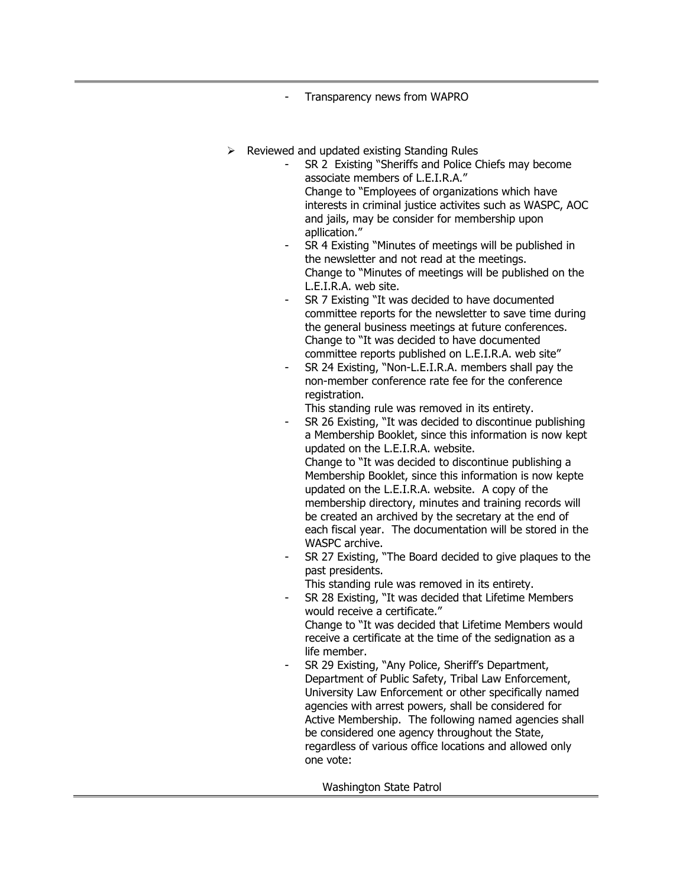- Transparency news from WAPRO

- Reviewed and updated existing Standing Rules
  - SR 2 Existing "Sheriffs and Police Chiefs may become associate members of L.E.I.R.A."
    Change to "Employees of organizations which have interests in criminal justice activites such as WASPC, AOC and jails, may be consider for membership upon apllication."
  - SR 4 Existing "Minutes of meetings will be published in the newsletter and not read at the meetings.
    Change to "Minutes of meetings will be published on the L.E.I.R.A. web site.
  - SR 7 Existing "It was decided to have documented committee reports for the newsletter to save time during the general business meetings at future conferences.
    Change to "It was decided to have documented committee reports published on L.E.I.R.A. web site"
  - SR 24 Existing, "Non-L.E.I.R.A. members shall pay the non-member conference rate fee for the conference registration.
    This standing rule was removed in its entirety.
  - SR 26 Existing, "It was decided to discontinue publishing a Membership Booklet, since this information is now kept updated on the L.E.I.R.A. website.
    Change to "It was decided to discontinue publishing a Membership Booklet, since this information is now kepte updated on the L.E.I.R.A. website. A copy of the membership directory, minutes and training records will be created an archived by the secretary at the end of each fiscal year. The documentation will be stored in the WASPC archive.
  - SR 27 Existing, "The Board decided to give plaques to the past presidents.
    This standing rule was removed in its entirety.
  - SR 28 Existing, "It was decided that Lifetime Members would receive a certificate."
    Change to "It was decided that Lifetime Members would receive a certificate at the time of the sedignation as a life member.
  - SR 29 Existing, "Any Police, Sheriff's Department, Department of Public Safety, Tribal Law Enforcement, University Law Enforcement or other specifically named agencies with arrest powers, shall be considered for Active Membership. The following named agencies shall be considered one agency throughout the State, regardless of various office locations and allowed only one vote:

    Washington State Patrol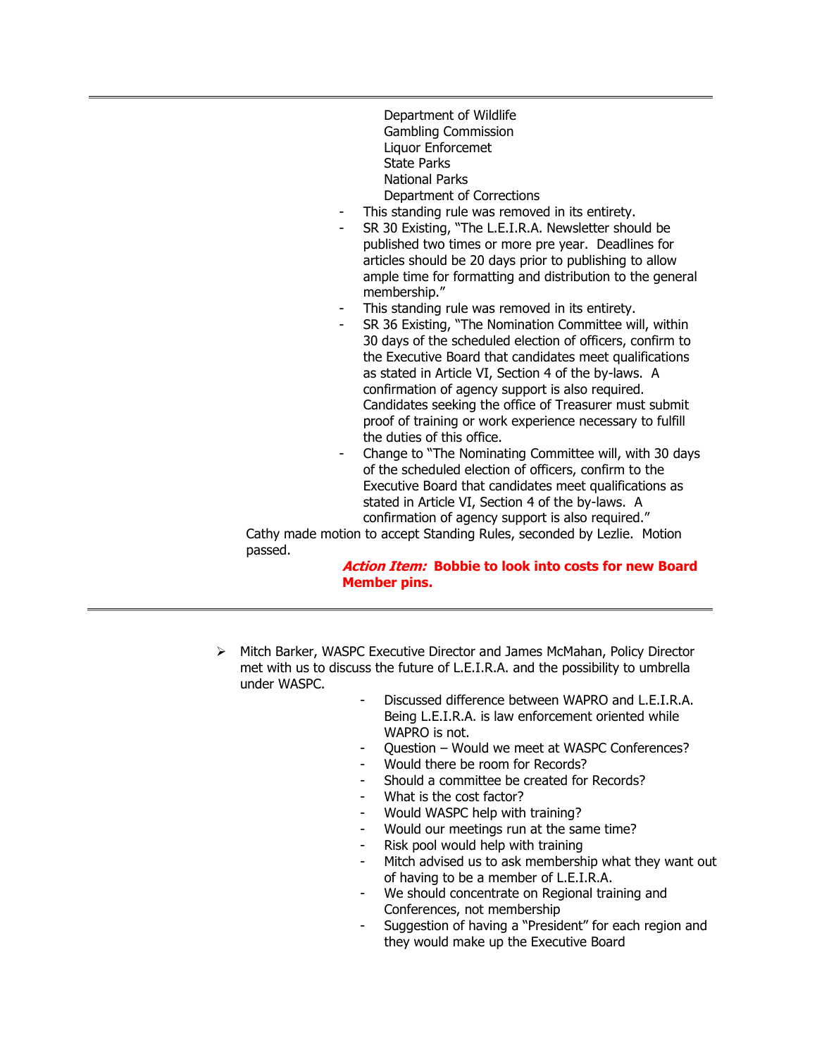Department of Wildlife  
Gambling Commission  
Liquor Enforcemet  
State Parks  
National Parks  
Department of Corrections

- This standing rule was removed in its entirety.
- SR 30 Existing, "The L.E.I.R.A. Newsletter should be published two times or more pre year. Deadlines for articles should be 20 days prior to publishing to allow ample time for formatting and distribution to the general membership."
- This standing rule was removed in its entirety.
- SR 36 Existing, "The Nomination Committee will, within 30 days of the scheduled election of officers, confirm to the Executive Board that candidates meet qualifications as stated in Article VI, Section 4 of the by-laws. A confirmation of agency support is also required. Candidates seeking the office of Treasurer must submit proof of training or work experience necessary to fulfill the duties of this office.
- Change to "The Nominating Committee will, with 30 days of the scheduled election of officers, confirm to the Executive Board that candidates meet qualifications as stated in Article VI, Section 4 of the by-laws. A confirmation of agency support is also required."

Cathy made motion to accept Standing Rules, seconded by Lezlie. Motion passed.

***Action Item:* Bobbie to look into costs for new Board Member pins.**

---

- Mitch Barker, WASPC Executive Director and James McMahan, Policy Director met with us to discuss the future of L.E.I.R.A. and the possibility to umbrella under WASPC.
  - Discussed difference between WAPRO and L.E.I.R.A. Being L.E.I.R.A. is law enforcement oriented while WAPRO is not.
  - Question – Would we meet at WASPC Conferences?
  - Would there be room for Records?
  - Should a committee be created for Records?
  - What is the cost factor?
  - Would WASPC help with training?
  - Would our meetings run at the same time?
  - Risk pool would help with training
  - Mitch advised us to ask membership what they want out of having to be a member of L.E.I.R.A.
  - We should concentrate on Regional training and Conferences, not membership
  - Suggestion of having a "President" for each region and they would make up the Executive Board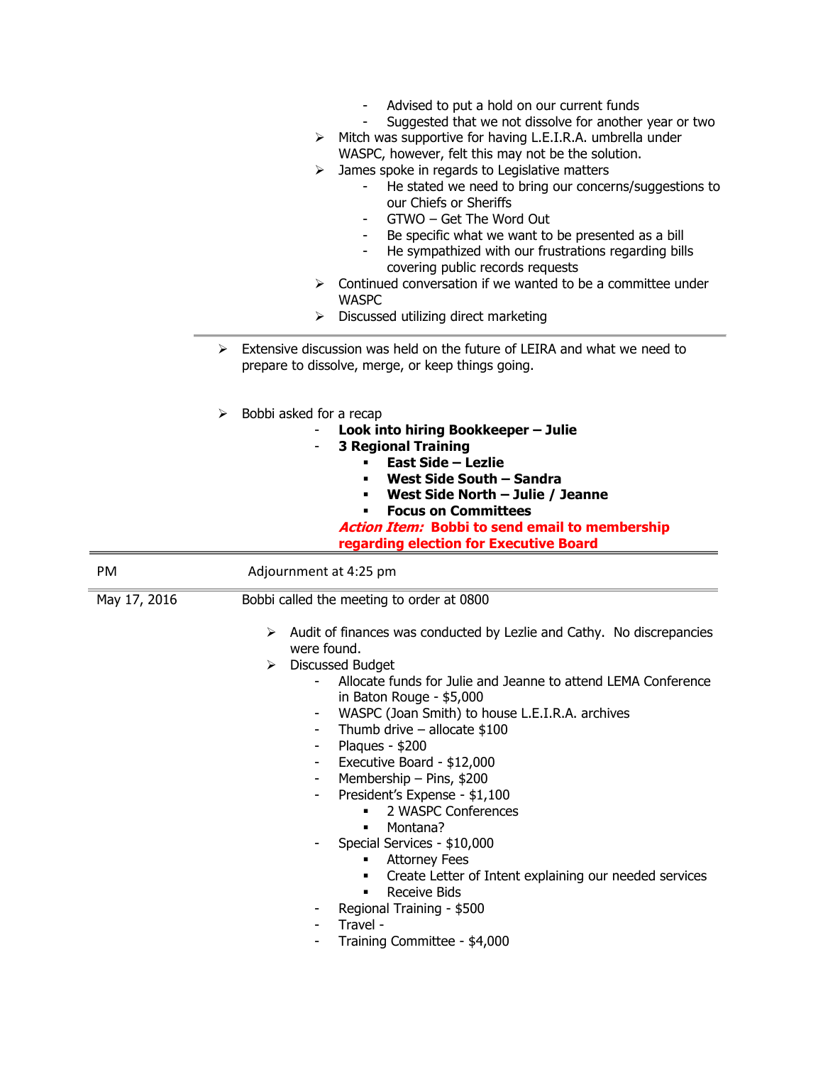- Advised to put a hold on our current funds
- Suggested that we not dissolve for another year or two
- Mitch was supportive for having L.E.I.R.A. umbrella under WASPC, however, felt this may not be the solution.
- James spoke in regards to Legislative matters
  - He stated we need to bring our concerns/suggestions to our Chiefs or Sheriffs
  - GTWO – Get The Word Out
  - Be specific what we want to be presented as a bill
  - He sympathized with our frustrations regarding bills covering public records requests
- Continued conversation if we wanted to be a committee under WASPC
- Discussed utilizing direct marketing

---

- Extensive discussion was held on the future of LEIRA and what we need to prepare to dissolve, merge, or keep things going.

- Bobbi asked for a recap
  - **Look into hiring Bookkeeper – Julie**
  - **3 Regional Training**
    - **East Side – Lezlie**
    - **West Side South – Sandra**
    - **West Side North – Julie / Jeanne**
    - **Focus on Committees**

  ***Action Item:*** **Bobbi to send email to membership regarding election for Executive Board**

---

| | |
|---|---|
| PM | Adjournment at 4:25 pm |
| May 17, 2016 | Bobbi called the meeting to order at 0800 |

- Audit of finances was conducted by Lezlie and Cathy. No discrepancies were found.
- Discussed Budget
  - Allocate funds for Julie and Jeanne to attend LEMA Conference in Baton Rouge - $5,000
  - WASPC (Joan Smith) to house L.E.I.R.A. archives
  - Thumb drive – allocate $100
  - Plaques - $200
  - Executive Board - $12,000
  - Membership – Pins, $200
  - President's Expense - $1,100
    - 2 WASPC Conferences
    - Montana?
  - Special Services - $10,000
    - Attorney Fees
    - Create Letter of Intent explaining our needed services
    - Receive Bids
  - Regional Training - $500
  - Travel -
  - Training Committee - $4,000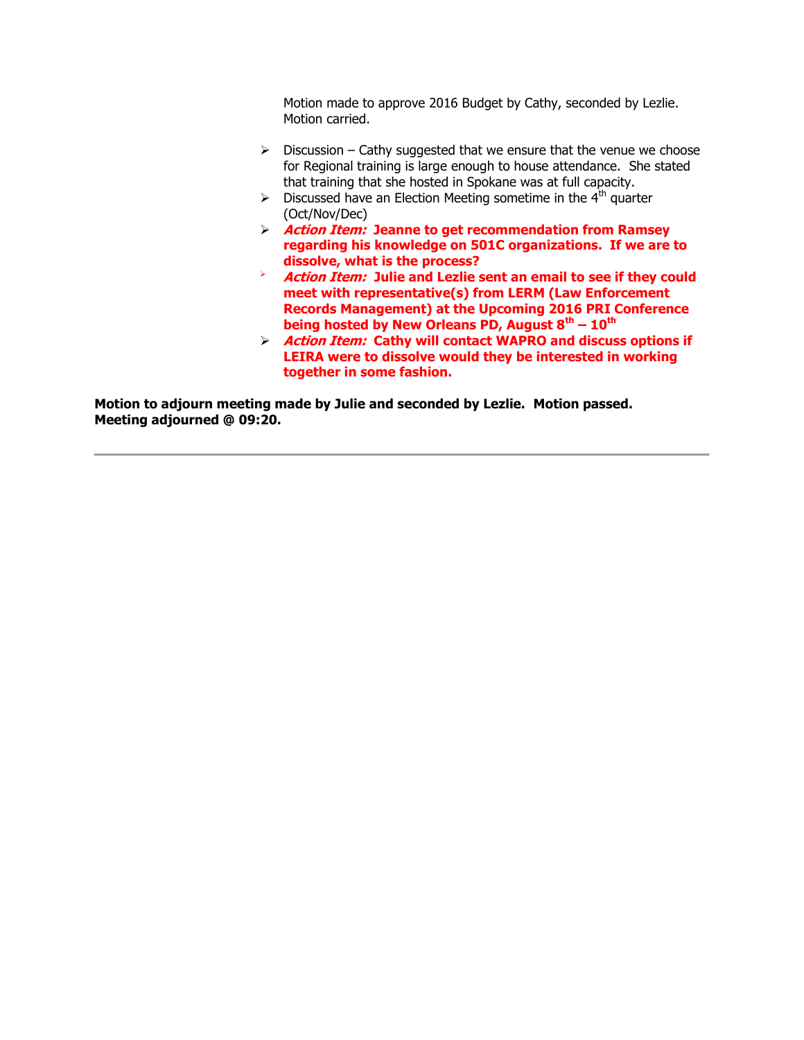Motion made to approve 2016 Budget by Cathy, seconded by Lezlie. Motion carried.

- Discussion – Cathy suggested that we ensure that the venue we choose for Regional training is large enough to house attendance. She stated that training that she hosted in Spokane was at full capacity.
- Discussed have an Election Meeting sometime in the 4th quarter (Oct/Nov/Dec)
- ***Action Item:*** **Jeanne to get recommendation from Ramsey regarding his knowledge on 501C organizations. If we are to dissolve, what is the process?**
- ***Action Item:*** **Julie and Lezlie sent an email to see if they could meet with representative(s) from LERM (Law Enforcement Records Management) at the Upcoming 2016 PRI Conference being hosted by New Orleans PD, August 8th – 10th**
- ***Action Item:*** **Cathy will contact WAPRO and discuss options if LEIRA were to dissolve would they be interested in working together in some fashion.**

**Motion to adjourn meeting made by Julie and seconded by Lezlie. Motion passed. Meeting adjourned @ 09:20.**

---